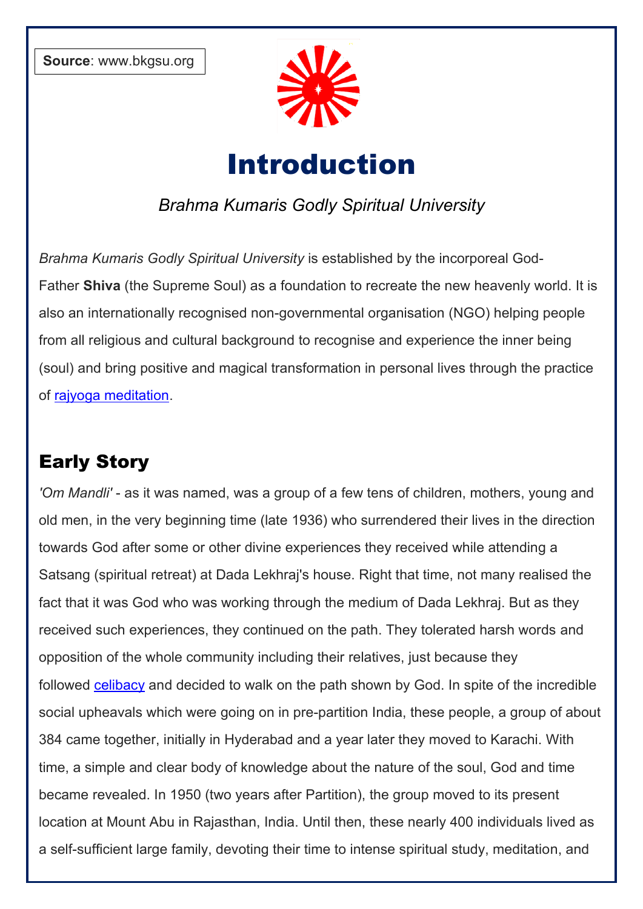**Source**: www.bkgsu.org

# Introduction

*Brahma Kumaris Godly Spiritual University*

*Brahma Kumaris Godly Spiritual University* is established by the incorporeal God-Father **Shiva** (the Supreme Soul) as a foundation to recreate the new heavenly world. It is also an internationally recognised non-governmental organisation (NGO) helping people from all religious and cultural background to recognise and experience the inner being (soul) and bring positive and magical transformation in personal lives through the practice of rajyoga meditation.

## Early Story

*'Om Mandli'* - as it was named, was a group of a few tens of children, mothers, young and old men, in the very beginning time (late 1936) who surrendered their lives in the direction towards God after some or other divine experiences they received while attending a Satsang (spiritual retreat) at Dada Lekhraj's house. Right that time, not many realised the fact that it was God who was working through the medium of Dada Lekhraj. But as they received such experiences, they continued on the path. They tolerated harsh words and opposition of the whole community including their relatives, just because they followed celibacy and decided to walk on the path shown by God. In spite of the incredible social upheavals which were going on in pre-partition India, these people, a group of about 384 came together, initially in Hyderabad and a year later they moved to Karachi. With time, a simple and clear body of knowledge about the nature of the soul, God and time became revealed. In 1950 (two years after Partition), the group moved to its present location at Mount Abu in Rajasthan, India. Until then, these nearly 400 individuals lived as a self-sufficient large family, devoting their time to intense spiritual study, meditation, and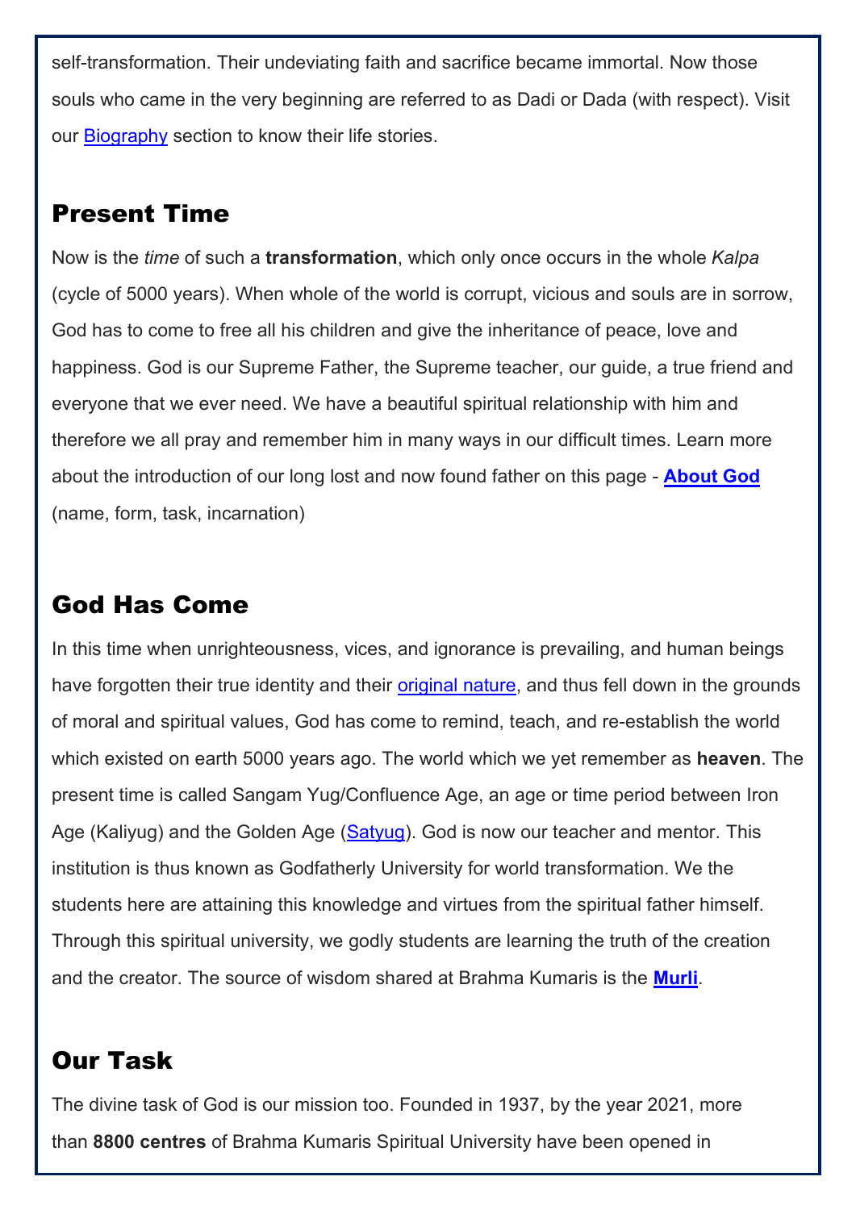self-transformation. Their undeviating faith and sacrifice became immortal. Now those souls who came in the very beginning are referred to as Dadi or Dada (with respect). Visit our Biography section to know their life stories.

## Present Time

Now is the *time* of such a **transformation**, which only once occurs in the whole *Kalpa* (cycle of 5000 years). When whole of the world is corrupt, vicious and souls are in sorrow, God has to come to free all his children and give the inheritance of peace, love and happiness. God is our Supreme Father, the Supreme teacher, our guide, a true friend and everyone that we ever need. We have a beautiful spiritual relationship with him and therefore we all pray and remember him in many ways in our difficult times. Learn more about the introduction of our long lost and now found father on this page - **About God** (name, form, task, incarnation)

## God Has Come

In this time when unrighteousness, vices, and ignorance is prevailing, and human beings have forgotten their true identity and their original nature, and thus fell down in the grounds of moral and spiritual values, God has come to remind, teach, and re-establish the world which existed on earth 5000 years ago. The world which we yet remember as **heaven**. The present time is called Sangam Yug/Confluence Age, an age or time period between Iron Age (Kaliyug) and the Golden Age (Satyug). God is now our teacher and mentor. This institution is thus known as Godfatherly University for world transformation. We the students here are attaining this knowledge and virtues from the spiritual father himself. Through this spiritual university, we godly students are learning the truth of the creation and the creator. The source of wisdom shared at Brahma Kumaris is the **Murli**.

## Our Task

The divine task of God is our mission too. Founded in 1937, by the year 2021, more than **8800 centres** of Brahma Kumaris Spiritual University have been opened in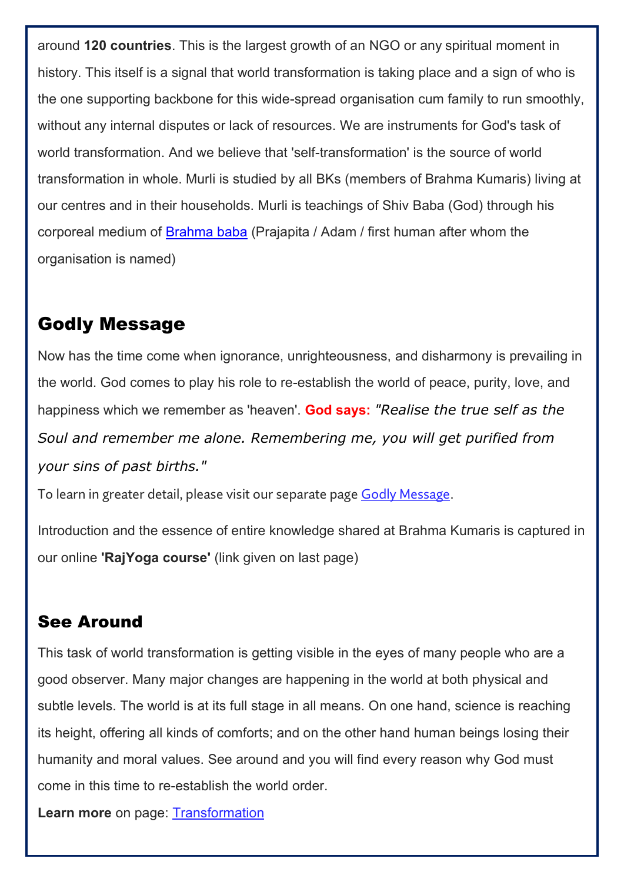around **120 countries**. This is the largest growth of an NGO or any spiritual moment in history. This itself is a signal that world transformation is taking place and a sign of who is the one supporting backbone for this wide-spread organisation cum family to run smoothly, without any internal disputes or lack of resources. We are instruments for God's task of world transformation. And we believe that 'self-transformation' is the source of world transformation in whole. Murli is studied by all BKs (members of Brahma Kumaris) living at our centres and in their households. Murli is teachings of Shiv Baba (God) through his corporeal medium of Brahma baba (Prajapita / Adam / first human after whom the organisation is named)

## Godly Message

Now has the time come when ignorance, unrighteousness, and disharmony is prevailing in the world. God comes to play his role to re-establish the world of peace, purity, love, and happiness which we remember as 'heaven'. **God says:** *"Realise the true self as the Soul and remember me alone. Remembering me, you will get purified from your sins of past births."*

To learn in greater detail, please visit our separate page Godly Message.

Introduction and the essence of entire knowledge shared at Brahma Kumaris is captured in our online **'RajYoga course'** (link given on last page)

## See Around

This task of world transformation is getting visible in the eyes of many people who are a good observer. Many major changes are happening in the world at both physical and subtle levels. The world is at its full stage in all means. On one hand, science is reaching its height, offering all kinds of comforts; and on the other hand human beings losing their humanity and moral values. See around and you will find every reason why God must come in this time to re-establish the world order.

**Learn more** on page: Transformation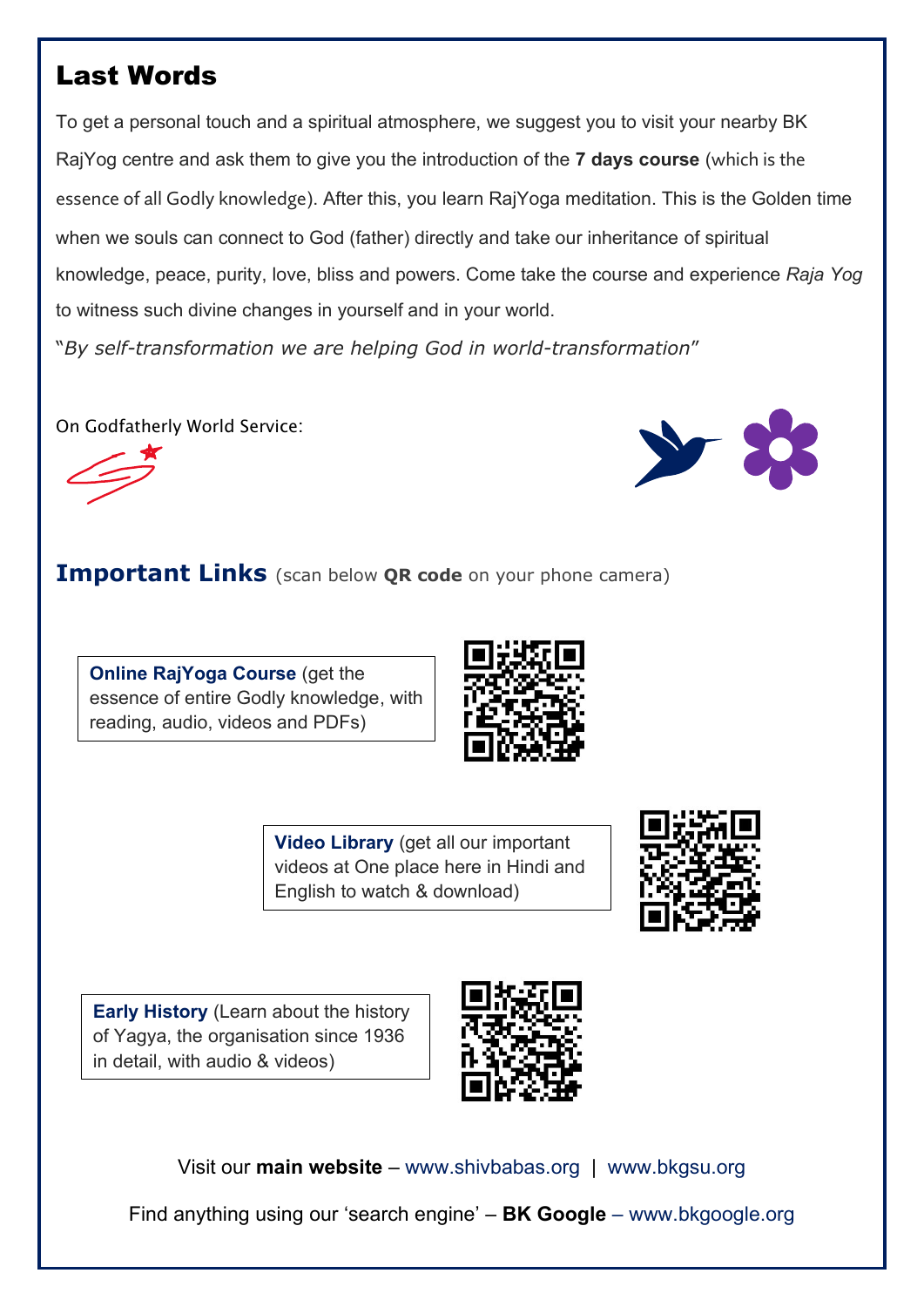## Last Words

To get a personal touch and a spiritual atmosphere, we suggest you to visit your nearby BK RajYog centre and ask them to give you the introduction of the **7 days course** (which is the essence of all Godly knowledge). After this, you learn RajYoga meditation. This is the Golden time when we souls can connect to God (father) directly and take our inheritance of spiritual knowledge, peace, purity, love, bliss and powers. Come take the course and experience *Raja Yog* to witness such divine changes in yourself and in your world.

"*By self-transformation we are helping God in world-transformation*"

On Godfatherly World Service:

## Important Links (scan below **QR code** on your phone camera)

**Online RajYoga Course** (get the essence of entire Godly knowledge, with reading, audio, videos and PDFs)

**Video Library** (get all our important videos at One place here in Hindi and English to watch & download)

**Early History** (Learn about the history of Yagya, the organisation since 1936 in detail, with audio & videos)

Visit our **main website** – www.shivbabas.org | www.bkgsu.org

Find anything using our 'search engine' – **BK Google** – www.bkgoogle.org